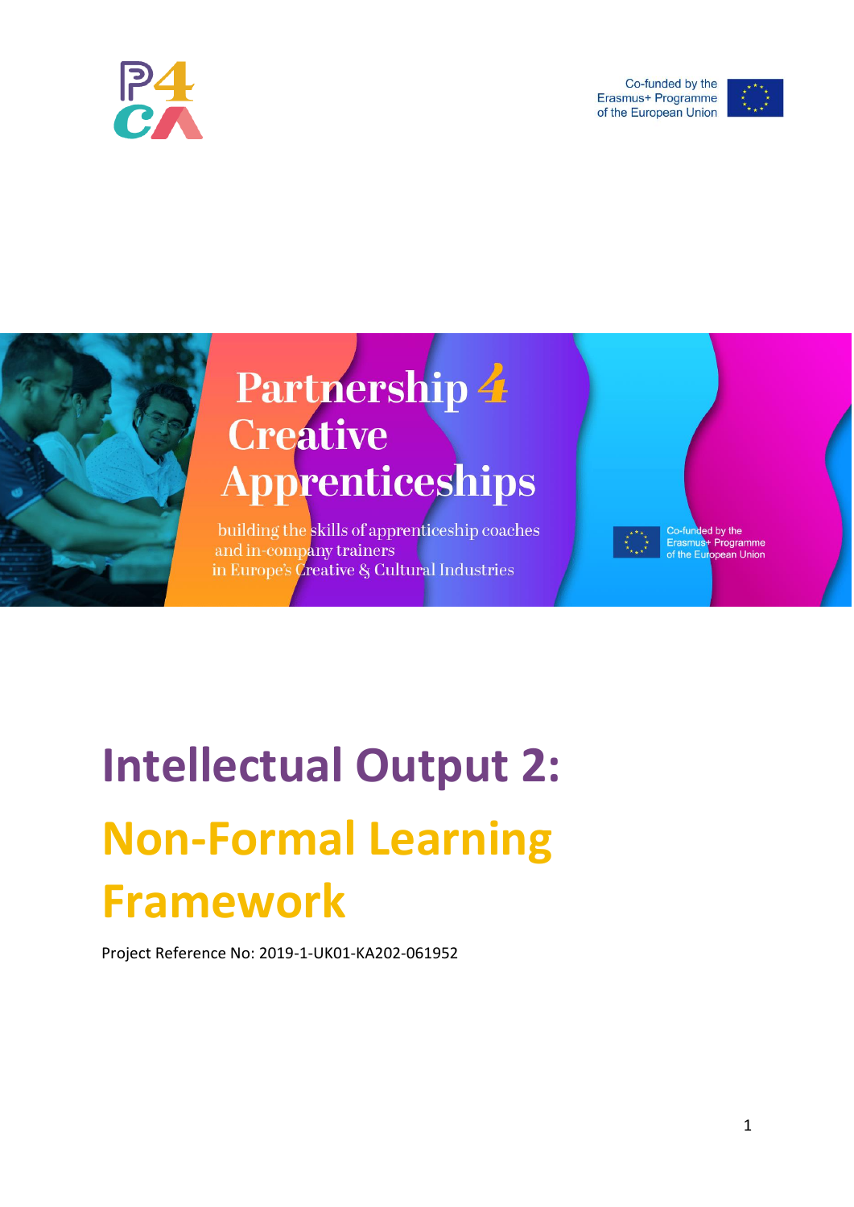Co-funded by the Erasmus+ Programme of the European Union

# Partnership 4 Creative Apprenticeships

building the skills of apprenticeship coaches and in-company trainers in Europe's Creative & Cultural Industries

Co-funded by the Erasmus+ Programme of the European Union

# Intellectual Output 2:

# Non-Formal Learning Framework

Project Reference No: 2019-1-UK01-KA202-061952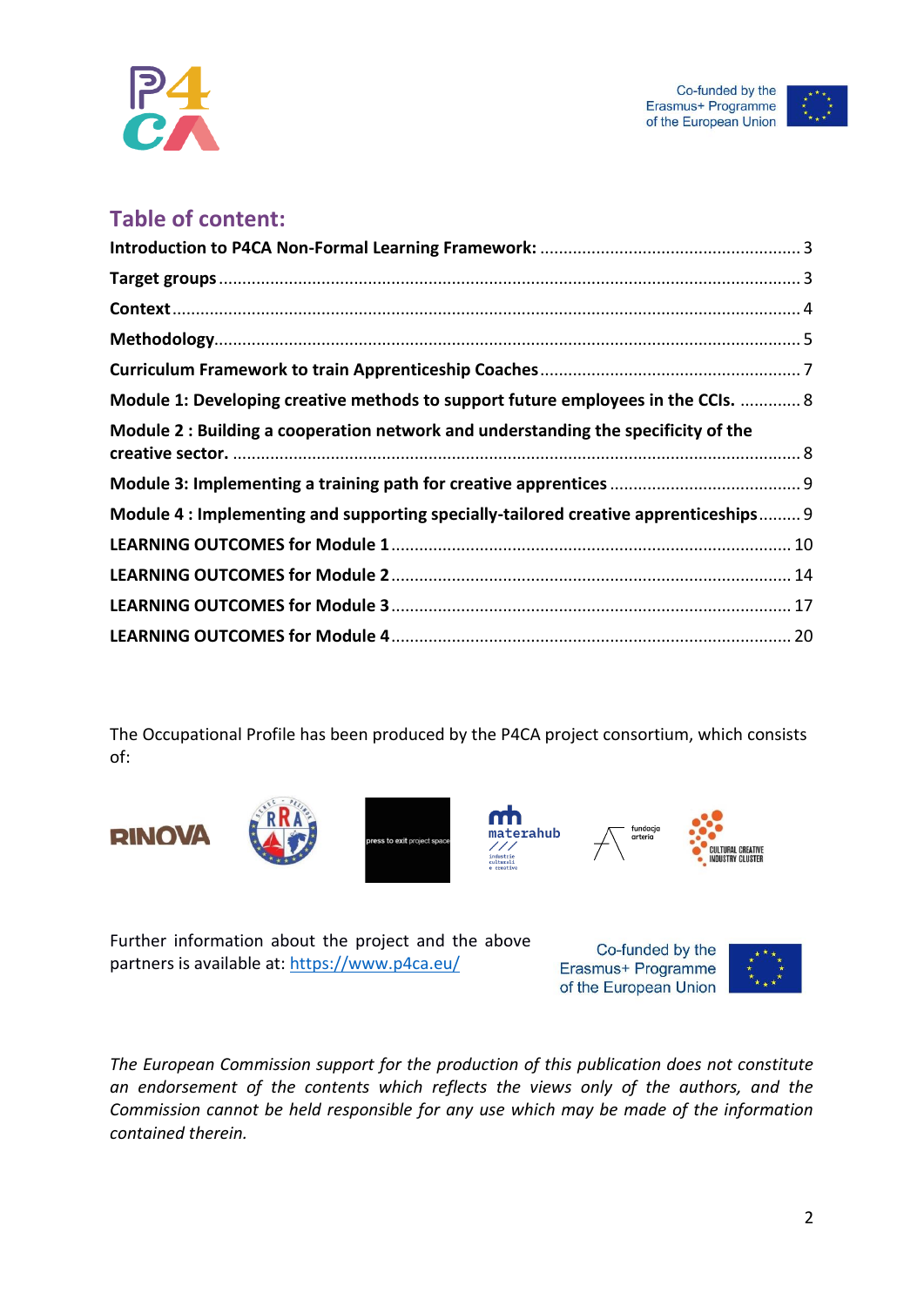## Table of content:

**Introduction to P4CA Non-Formal Learning Framework:** ........ 3

**Target groups** ........ 3

**Context** ........ 4

**Methodology** ........ 5

**Curriculum Framework to train Apprenticeship Coaches** ........ 7

**Module 1: Developing creative methods to support future employees in the CCIs.** ........ 8

**Module 2 : Building a cooperation network and understanding the specificity of the creative sector.** ........ 8

**Module 3: Implementing a training path for creative apprentices** ........ 9

**Module 4 : Implementing and supporting specially-tailored creative apprenticeships** ........ 9

**LEARNING OUTCOMES for Module 1** ........ 10

**LEARNING OUTCOMES for Module 2** ........ 14

**LEARNING OUTCOMES for Module 3** ........ 17

**LEARNING OUTCOMES for Module 4** ........ 20

The Occupational Profile has been produced by the P4CA project consortium, which consists of:

Further information about the project and the above partners is available at: https://www.p4ca.eu/

Co-funded by the Erasmus+ Programme of the European Union

*The European Commission support for the production of this publication does not constitute an endorsement of the contents which reflects the views only of the authors, and the Commission cannot be held responsible for any use which may be made of the information contained therein.*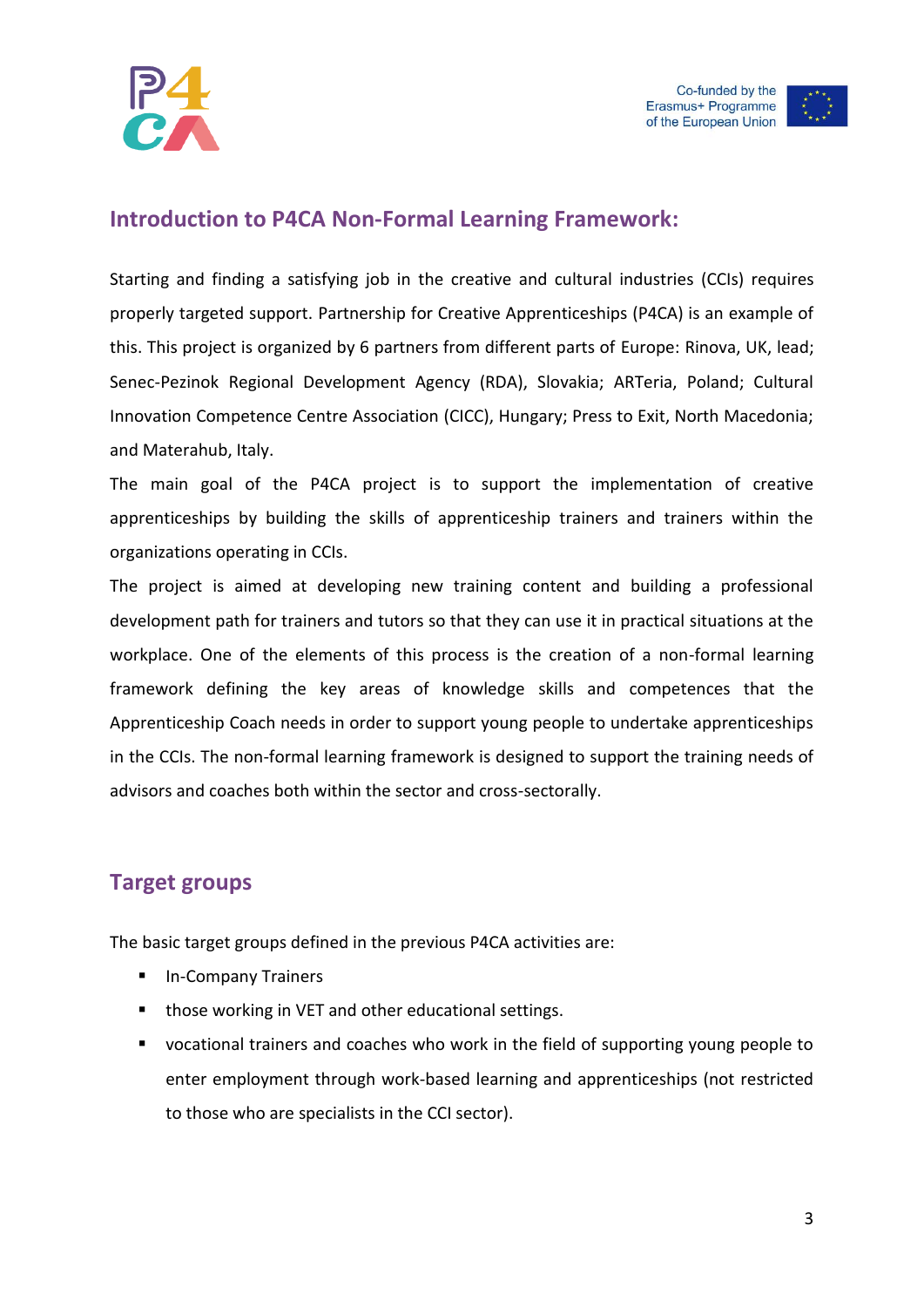## Introduction to P4CA Non-Formal Learning Framework:

Starting and finding a satisfying job in the creative and cultural industries (CCIs) requires properly targeted support. Partnership for Creative Apprenticeships (P4CA) is an example of this. This project is organized by 6 partners from different parts of Europe: Rinova, UK, lead; Senec-Pezinok Regional Development Agency (RDA), Slovakia; ARTeria, Poland; Cultural Innovation Competence Centre Association (CICC), Hungary; Press to Exit, North Macedonia; and Materahub, Italy.

The main goal of the P4CA project is to support the implementation of creative apprenticeships by building the skills of apprenticeship trainers and trainers within the organizations operating in CCIs.

The project is aimed at developing new training content and building a professional development path for trainers and tutors so that they can use it in practical situations at the workplace. One of the elements of this process is the creation of a non-formal learning framework defining the key areas of knowledge skills and competences that the Apprenticeship Coach needs in order to support young people to undertake apprenticeships in the CCIs. The non-formal learning framework is designed to support the training needs of advisors and coaches both within the sector and cross-sectorally.

## Target groups

The basic target groups defined in the previous P4CA activities are:

- In-Company Trainers
- those working in VET and other educational settings.
- vocational trainers and coaches who work in the field of supporting young people to enter employment through work-based learning and apprenticeships (not restricted to those who are specialists in the CCI sector).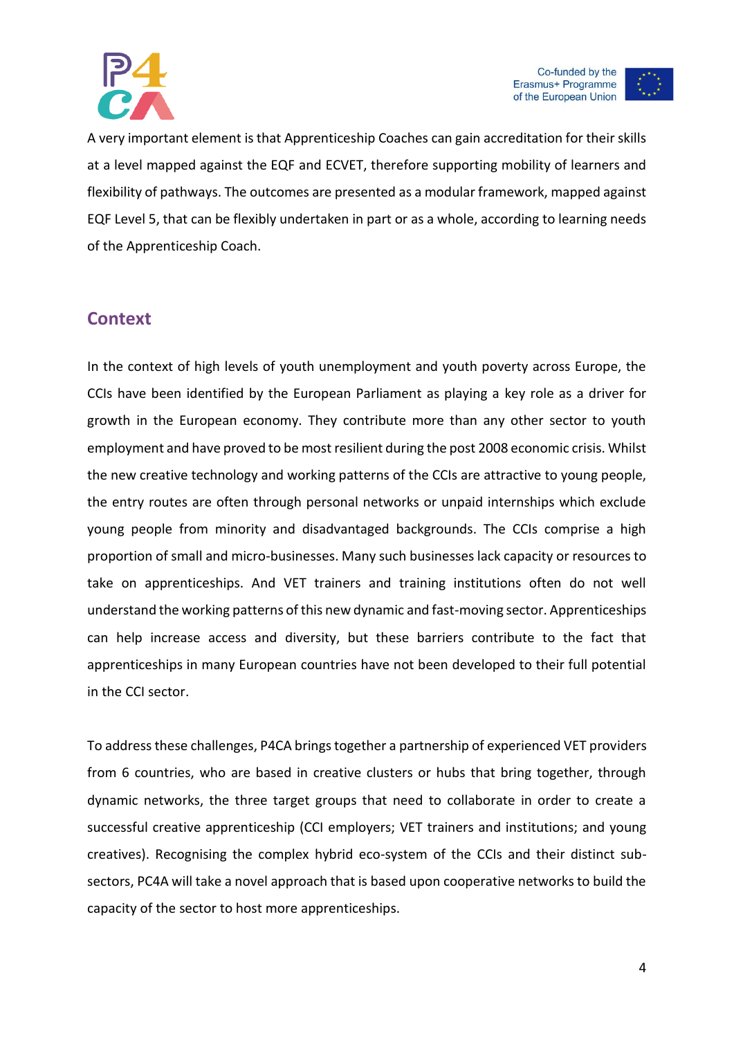A very important element is that Apprenticeship Coaches can gain accreditation for their skills at a level mapped against the EQF and ECVET, therefore supporting mobility of learners and flexibility of pathways. The outcomes are presented as a modular framework, mapped against EQF Level 5, that can be flexibly undertaken in part or as a whole, according to learning needs of the Apprenticeship Coach.

## Context

In the context of high levels of youth unemployment and youth poverty across Europe, the CCIs have been identified by the European Parliament as playing a key role as a driver for growth in the European economy. They contribute more than any other sector to youth employment and have proved to be most resilient during the post 2008 economic crisis. Whilst the new creative technology and working patterns of the CCIs are attractive to young people, the entry routes are often through personal networks or unpaid internships which exclude young people from minority and disadvantaged backgrounds. The CCIs comprise a high proportion of small and micro-businesses. Many such businesses lack capacity or resources to take on apprenticeships. And VET trainers and training institutions often do not well understand the working patterns of this new dynamic and fast-moving sector. Apprenticeships can help increase access and diversity, but these barriers contribute to the fact that apprenticeships in many European countries have not been developed to their full potential in the CCI sector.

To address these challenges, P4CA brings together a partnership of experienced VET providers from 6 countries, who are based in creative clusters or hubs that bring together, through dynamic networks, the three target groups that need to collaborate in order to create a successful creative apprenticeship (CCI employers; VET trainers and institutions; and young creatives). Recognising the complex hybrid eco-system of the CCIs and their distinct sub-sectors, PC4A will take a novel approach that is based upon cooperative networks to build the capacity of the sector to host more apprenticeships.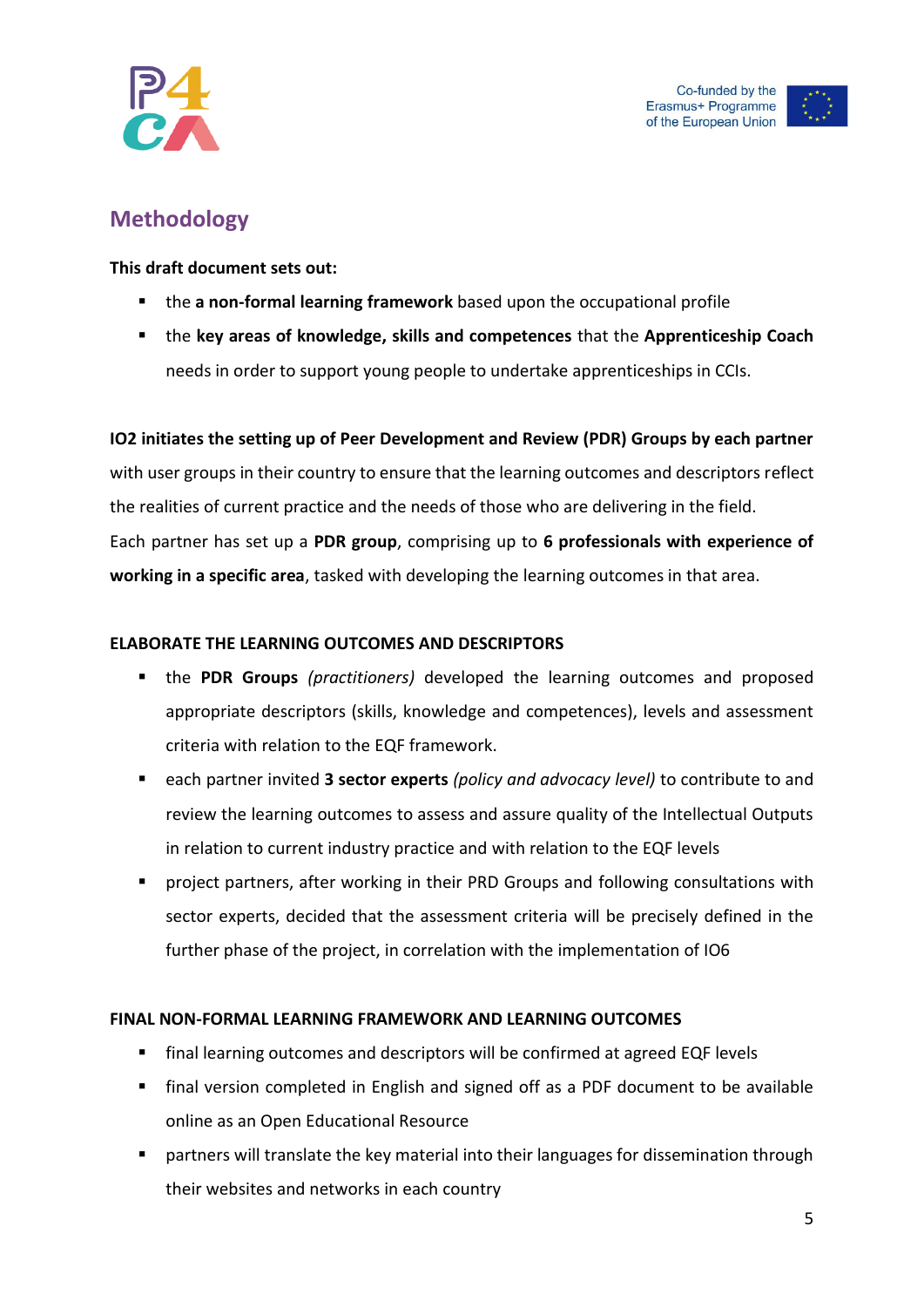## Methodology

**This draft document sets out:**

- the **a non-formal learning framework** based upon the occupational profile
- the **key areas of knowledge, skills and competences** that the **Apprenticeship Coach** needs in order to support young people to undertake apprenticeships in CCIs.

**IO2 initiates the setting up of Peer Development and Review (PDR) Groups by each partner** with user groups in their country to ensure that the learning outcomes and descriptors reflect the realities of current practice and the needs of those who are delivering in the field.
Each partner has set up a **PDR group**, comprising up to **6 professionals with experience of working in a specific area**, tasked with developing the learning outcomes in that area.

**ELABORATE THE LEARNING OUTCOMES AND DESCRIPTORS**

- the **PDR Groups** *(practitioners)* developed the learning outcomes and proposed appropriate descriptors (skills, knowledge and competences), levels and assessment criteria with relation to the EQF framework.
- each partner invited **3 sector experts** *(policy and advocacy level)* to contribute to and review the learning outcomes to assess and assure quality of the Intellectual Outputs in relation to current industry practice and with relation to the EQF levels
- project partners, after working in their PRD Groups and following consultations with sector experts, decided that the assessment criteria will be precisely defined in the further phase of the project, in correlation with the implementation of IO6

**FINAL NON-FORMAL LEARNING FRAMEWORK AND LEARNING OUTCOMES**

- final learning outcomes and descriptors will be confirmed at agreed EQF levels
- final version completed in English and signed off as a PDF document to be available online as an Open Educational Resource
- partners will translate the key material into their languages for dissemination through their websites and networks in each country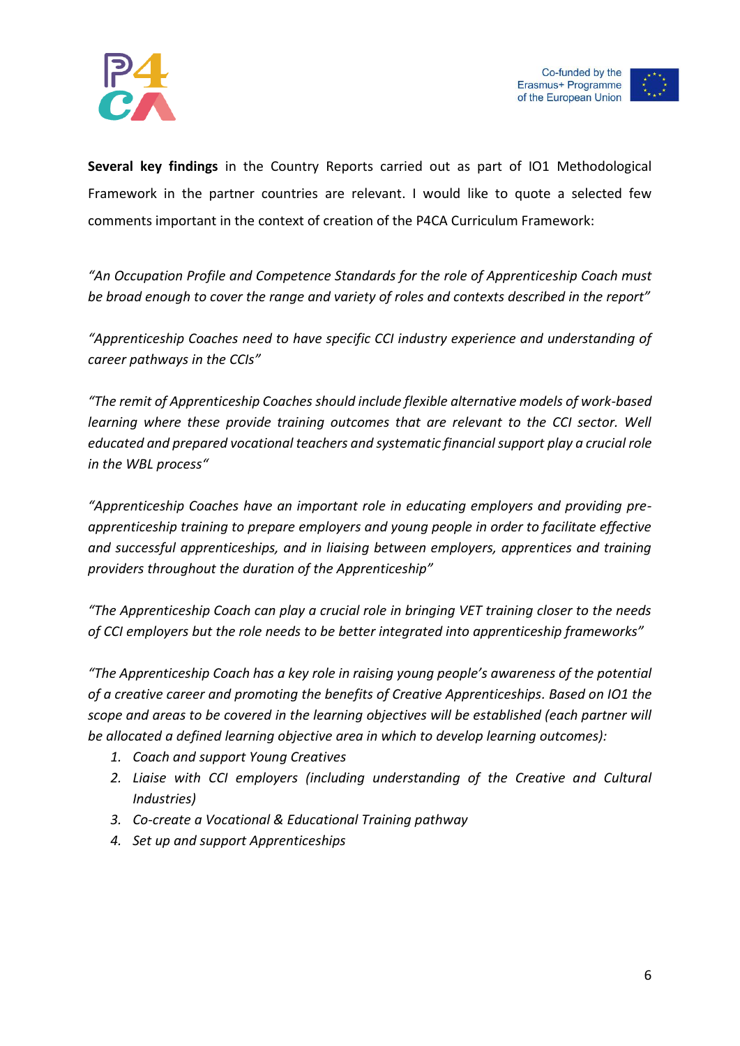**Several key findings** in the Country Reports carried out as part of IO1 Methodological Framework in the partner countries are relevant. I would like to quote a selected few comments important in the context of creation of the P4CA Curriculum Framework:

*"An Occupation Profile and Competence Standards for the role of Apprenticeship Coach must be broad enough to cover the range and variety of roles and contexts described in the report"*

*"Apprenticeship Coaches need to have specific CCI industry experience and understanding of career pathways in the CCIs"*

*"The remit of Apprenticeship Coaches should include flexible alternative models of work-based learning where these provide training outcomes that are relevant to the CCI sector. Well educated and prepared vocational teachers and systematic financial support play a crucial role in the WBL process"*

*"Apprenticeship Coaches have an important role in educating employers and providing pre-apprenticeship training to prepare employers and young people in order to facilitate effective and successful apprenticeships, and in liaising between employers, apprentices and training providers throughout the duration of the Apprenticeship"*

*"The Apprenticeship Coach can play a crucial role in bringing VET training closer to the needs of CCI employers but the role needs to be better integrated into apprenticeship frameworks"*

*"The Apprenticeship Coach has a key role in raising young people's awareness of the potential of a creative career and promoting the benefits of Creative Apprenticeships. Based on IO1 the scope and areas to be covered in the learning objectives will be established (each partner will be allocated a defined learning objective area in which to develop learning outcomes):*

1. *Coach and support Young Creatives*
2. *Liaise with CCI employers (including understanding of the Creative and Cultural Industries)*
3. *Co-create a Vocational & Educational Training pathway*
4. *Set up and support Apprenticeships*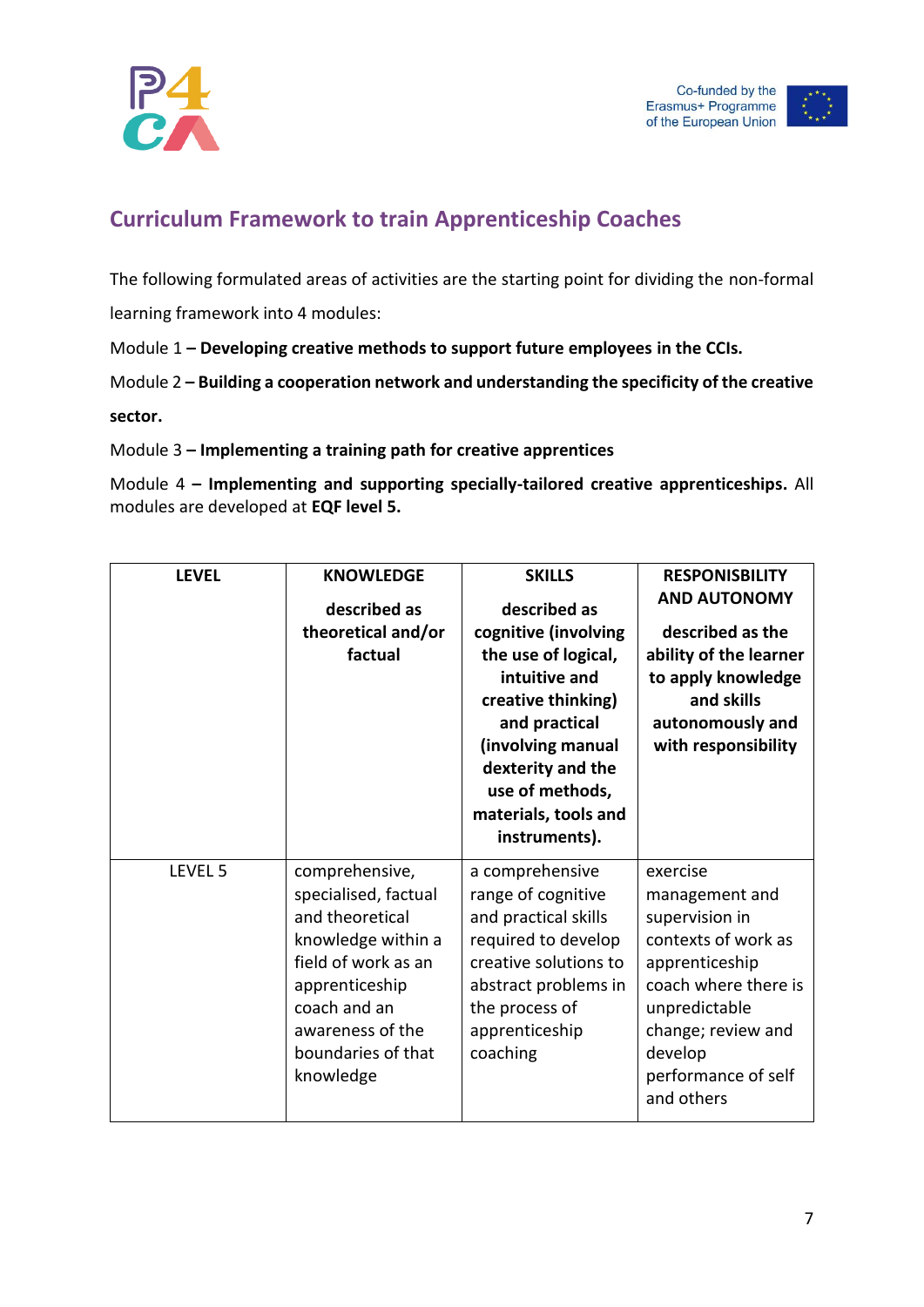## Curriculum Framework to train Apprenticeship Coaches

The following formulated areas of activities are the starting point for dividing the non-formal learning framework into 4 modules:

Module 1 **– Developing creative methods to support future employees in the CCIs.**

Module 2 **– Building a cooperation network and understanding the specificity of the creative sector.**

Module 3 **– Implementing a training path for creative apprentices**

Module 4 **– Implementing and supporting specially-tailored creative apprenticeships.** All modules are developed at **EQF level 5.**

| **LEVEL** | **KNOWLEDGE**<br><br>**described as theoretical and/or factual** | **SKILLS**<br><br>**described as cognitive (involving the use of logical, intuitive and creative thinking) and practical (involving manual dexterity and the use of methods, materials, tools and instruments).** | **RESPONSIBILITY AND AUTONOMY**<br><br>**described as the ability of the learner to apply knowledge and skills autonomously and with responsibility** |
|---|---|---|---|
| LEVEL 5 | comprehensive, specialised, factual and theoretical knowledge within a field of work as an apprenticeship coach and an awareness of the boundaries of that knowledge | a comprehensive range of cognitive and practical skills required to develop creative solutions to abstract problems in the process of apprenticeship coaching | exercise management and supervision in contexts of work as apprenticeship coach where there is unpredictable change; review and develop performance of self and others |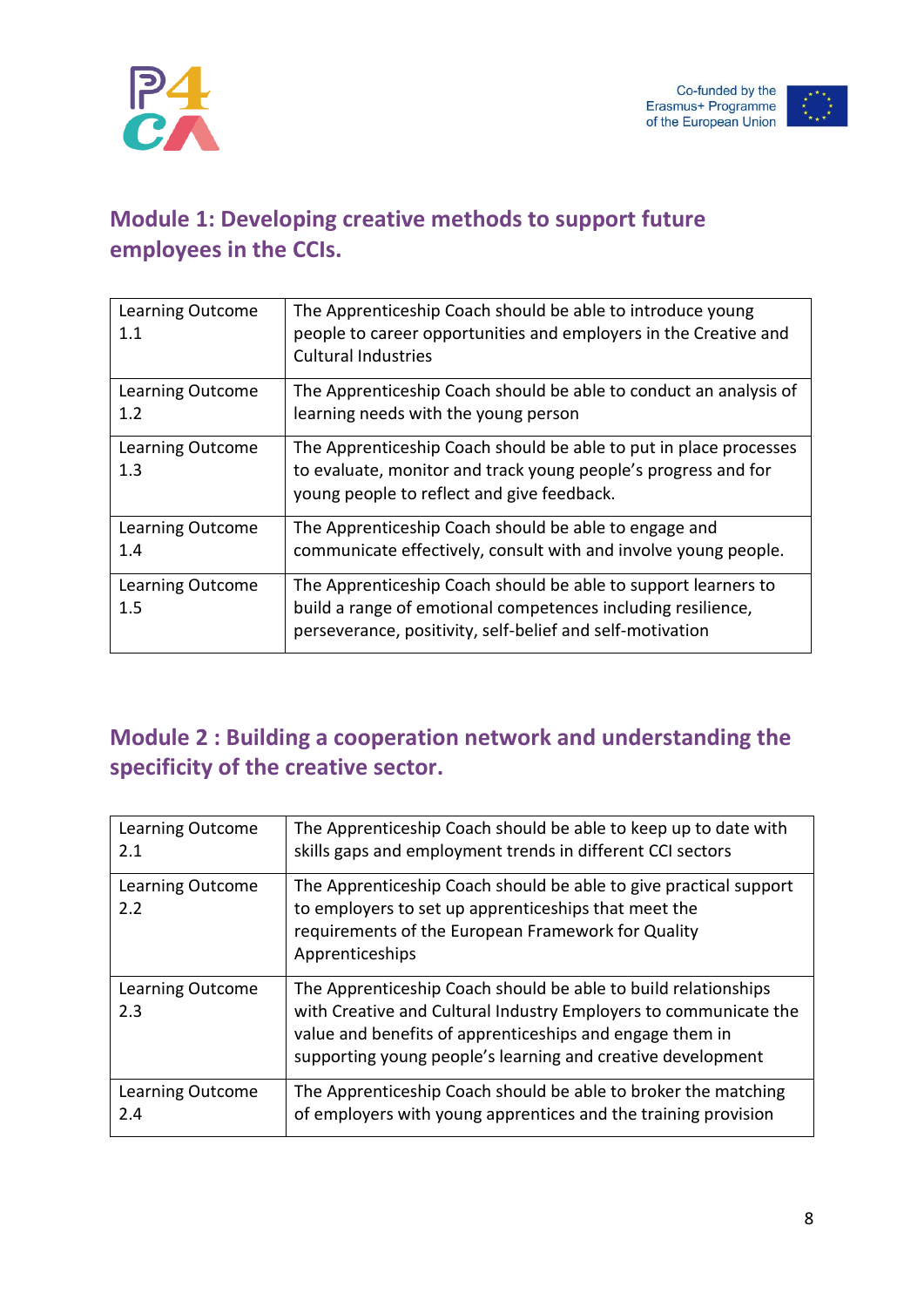## Module 1: Developing creative methods to support future employees in the CCIs.

| | |
|---|---|
| Learning Outcome 1.1 | The Apprenticeship Coach should be able to introduce young people to career opportunities and employers in the Creative and Cultural Industries |
| Learning Outcome 1.2 | The Apprenticeship Coach should be able to conduct an analysis of learning needs with the young person |
| Learning Outcome 1.3 | The Apprenticeship Coach should be able to put in place processes to evaluate, monitor and track young people's progress and for young people to reflect and give feedback. |
| Learning Outcome 1.4 | The Apprenticeship Coach should be able to engage and communicate effectively, consult with and involve young people. |
| Learning Outcome 1.5 | The Apprenticeship Coach should be able to support learners to build a range of emotional competences including resilience, perseverance, positivity, self-belief and self-motivation |

## Module 2 : Building a cooperation network and understanding the specificity of the creative sector.

| | |
|---|---|
| Learning Outcome 2.1 | The Apprenticeship Coach should be able to keep up to date with skills gaps and employment trends in different CCI sectors |
| Learning Outcome 2.2 | The Apprenticeship Coach should be able to give practical support to employers to set up apprenticeships that meet the requirements of the European Framework for Quality Apprenticeships |
| Learning Outcome 2.3 | The Apprenticeship Coach should be able to build relationships with Creative and Cultural Industry Employers to communicate the value and benefits of apprenticeships and engage them in supporting young people's learning and creative development |
| Learning Outcome 2.4 | The Apprenticeship Coach should be able to broker the matching of employers with young apprentices and the training provision |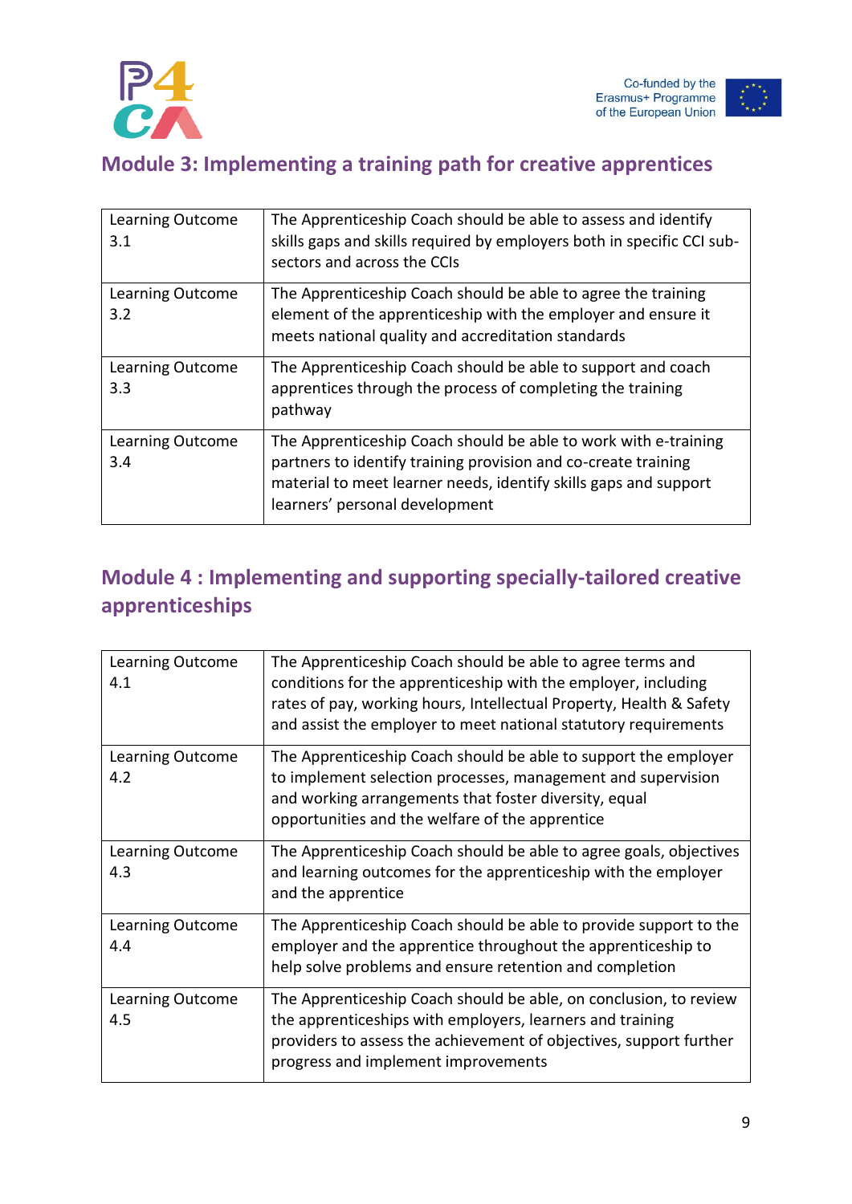## Module 3: Implementing a training path for creative apprentices

| | |
|---|---|
| Learning Outcome 3.1 | The Apprenticeship Coach should be able to assess and identify skills gaps and skills required by employers both in specific CCI sub-sectors and across the CCIs |
| Learning Outcome 3.2 | The Apprenticeship Coach should be able to agree the training element of the apprenticeship with the employer and ensure it meets national quality and accreditation standards |
| Learning Outcome 3.3 | The Apprenticeship Coach should be able to support and coach apprentices through the process of completing the training pathway |
| Learning Outcome 3.4 | The Apprenticeship Coach should be able to work with e-training partners to identify training provision and co-create training material to meet learner needs, identify skills gaps and support learners' personal development |

## Module 4 : Implementing and supporting specially-tailored creative apprenticeships

| | |
|---|---|
| Learning Outcome 4.1 | The Apprenticeship Coach should be able to agree terms and conditions for the apprenticeship with the employer, including rates of pay, working hours, Intellectual Property, Health & Safety and assist the employer to meet national statutory requirements |
| Learning Outcome 4.2 | The Apprenticeship Coach should be able to support the employer to implement selection processes, management and supervision and working arrangements that foster diversity, equal opportunities and the welfare of the apprentice |
| Learning Outcome 4.3 | The Apprenticeship Coach should be able to agree goals, objectives and learning outcomes for the apprenticeship with the employer and the apprentice |
| Learning Outcome 4.4 | The Apprenticeship Coach should be able to provide support to the employer and the apprentice throughout the apprenticeship to help solve problems and ensure retention and completion |
| Learning Outcome 4.5 | The Apprenticeship Coach should be able, on conclusion, to review the apprenticeships with employers, learners and training providers to assess the achievement of objectives, support further progress and implement improvements |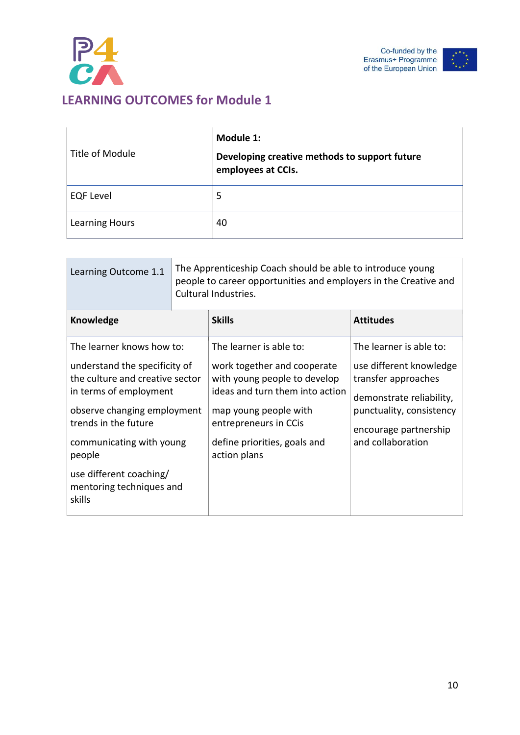## LEARNING OUTCOMES for Module 1

| Title of Module | **Module 1:** **Developing creative methods to support future employees at CCIs.** |
|---|---|
| EQF Level | 5 |
| Learning Hours | 40 |

| Learning Outcome 1.1 | The Apprenticeship Coach should be able to introduce young people to career opportunities and employers in the Creative and Cultural Industries. | |
|---|---|---|
| **Knowledge** | **Skills** | **Attitudes** |
| The learner knows how to:<br><br>understand the specificity of the culture and creative sector in terms of employment<br><br>observe changing employment trends in the future<br><br>communicating with young people<br><br>use different coaching/ mentoring techniques and skills | The learner is able to:<br><br>work together and cooperate with young people to develop ideas and turn them into action<br><br>map young people with entrepreneurs in CCis<br><br>define priorities, goals and action plans | The learner is able to:<br><br>use different knowledge transfer approaches<br><br>demonstrate reliability, punctuality, consistency<br><br>encourage partnership and collaboration |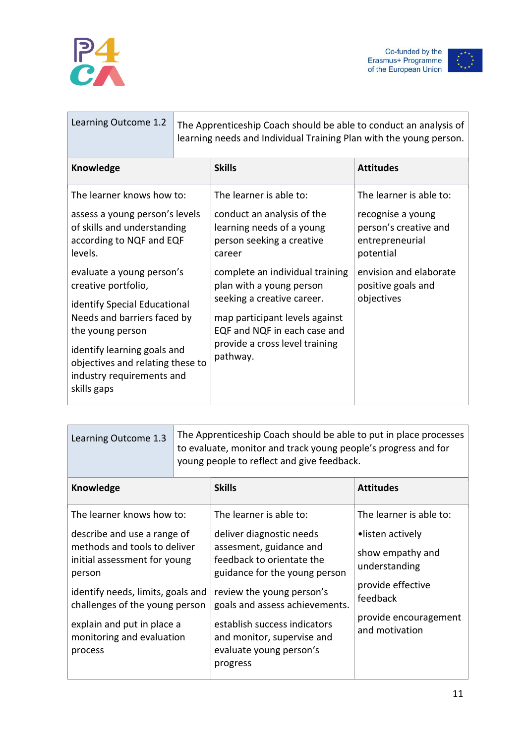| Learning Outcome 1.2 | The Apprenticeship Coach should be able to conduct an analysis of learning needs and Individual Training Plan with the young person. | |
|---|---|---|
| **Knowledge** | **Skills** | **Attitudes** |
| The learner knows how to:<br><br>assess a young person's levels of skills and understanding according to NQF and EQF levels.<br><br>evaluate a young person's creative portfolio,<br><br>identify Special Educational Needs and barriers faced by the young person<br><br>identify learning goals and objectives and relating these to industry requirements and skills gaps | The learner is able to:<br><br>conduct an analysis of the learning needs of a young person seeking a creative career<br><br>complete an individual training plan with a young person seeking a creative career.<br><br>map participant levels against EQF and NQF in each case and provide a cross level training pathway. | The learner is able to:<br><br>recognise a young person's creative and entrepreneurial potential<br><br>envision and elaborate positive goals and objectives |

| Learning Outcome 1.3 | The Apprenticeship Coach should be able to put in place processes to evaluate, monitor and track young people's progress and for young people to reflect and give feedback. | |
|---|---|---|
| **Knowledge** | **Skills** | **Attitudes** |
| The learner knows how to:<br><br>describe and use a range of methods and tools to deliver initial assessment for young person<br><br>identify needs, limits, goals and challenges of the young person<br><br>explain and put in place a monitoring and evaluation process | The learner is able to:<br><br>deliver diagnostic needs assesment, guidance and feedback to orientate the guidance for the young person<br><br>review the young person's goals and assess achievements.<br><br>establish success indicators and monitor, supervise and evaluate young person's progress | The learner is able to:<br><br>•listen actively<br><br>show empathy and understanding<br><br>provide effective feedback<br><br>provide encouragement and motivation |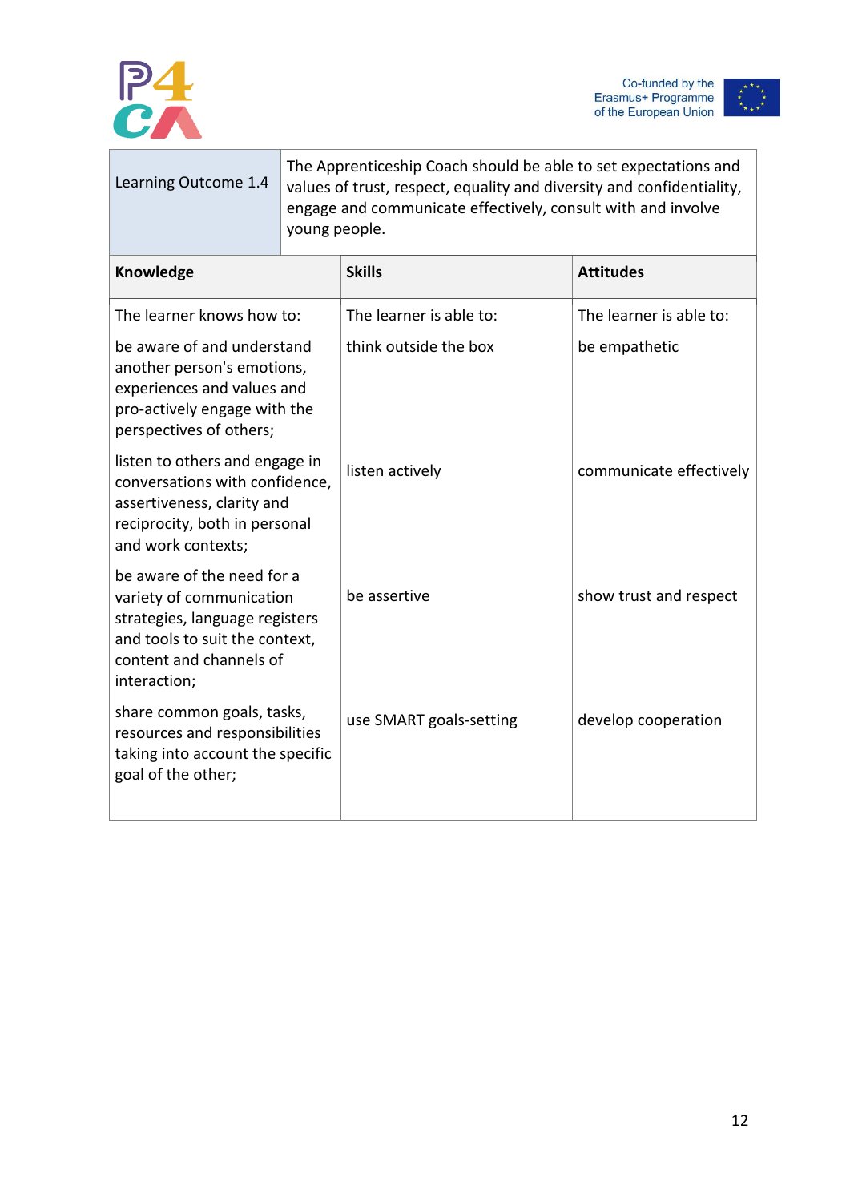| Learning Outcome 1.4 | The Apprenticeship Coach should be able to set expectations and values of trust, respect, equality and diversity and confidentiality, engage and communicate effectively, consult with and involve young people. | |
|---|---|---|
| **Knowledge** | **Skills** | **Attitudes** |
| The learner knows how to: | The learner is able to: | The learner is able to: |
| be aware of and understand another person's emotions, experiences and values and pro-actively engage with the perspectives of others; | think outside the box | be empathetic |
| listen to others and engage in conversations with confidence, assertiveness, clarity and reciprocity, both in personal and work contexts; | listen actively | communicate effectively |
| be aware of the need for a variety of communication strategies, language registers and tools to suit the context, content and channels of interaction; | be assertive | show trust and respect |
| share common goals, tasks, resources and responsibilities taking into account the specific goal of the other; | use SMART goals-setting | develop cooperation |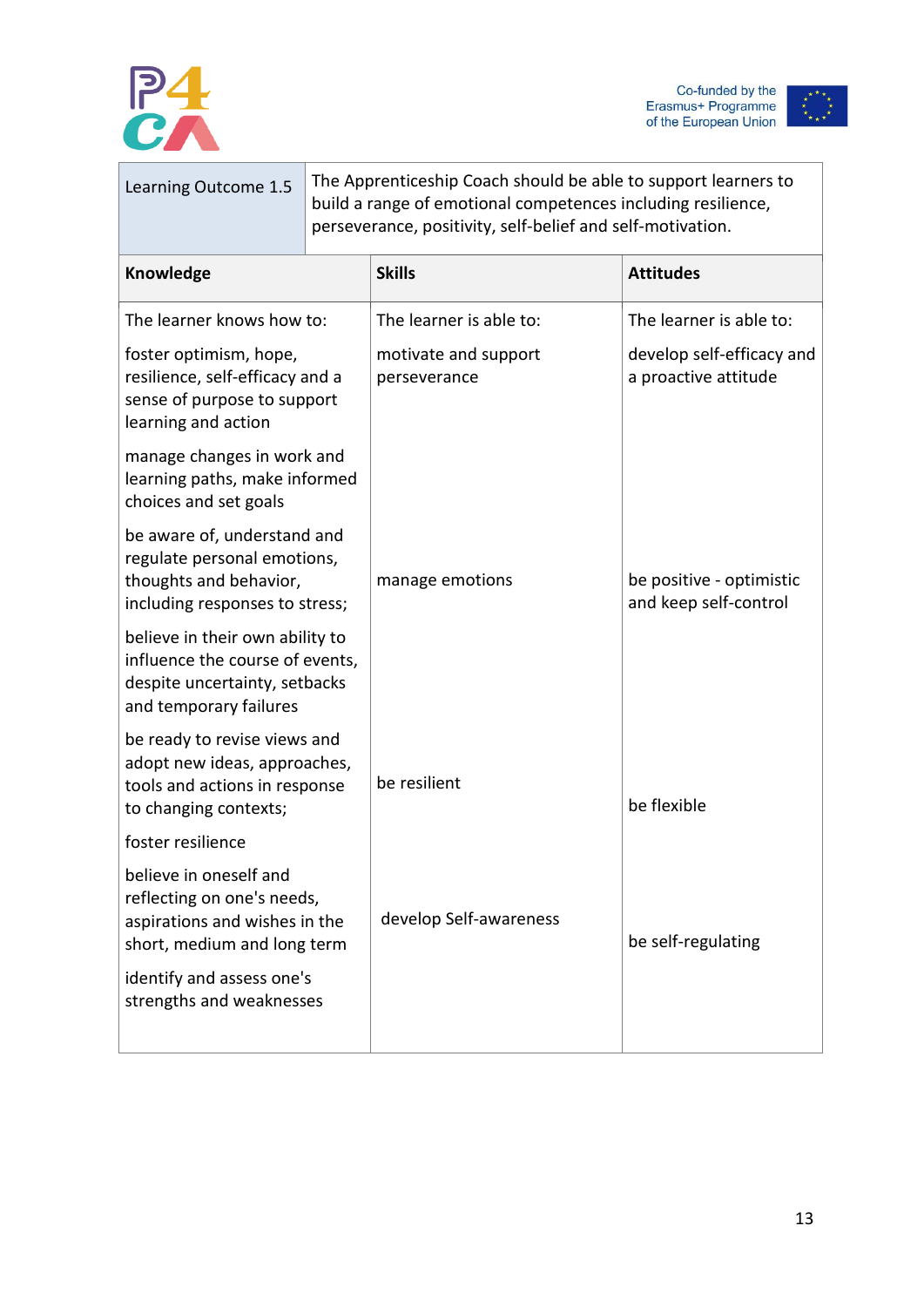| Learning Outcome 1.5 | The Apprenticeship Coach should be able to support learners to build a range of emotional competences including resilience, perseverance, positivity, self-belief and self-motivation. | |
|---|---|---|
| **Knowledge** | **Skills** | **Attitudes** |
| The learner knows how to: | The learner is able to: | The learner is able to: |
| foster optimism, hope, resilience, self-efficacy and a sense of purpose to support learning and action | motivate and support perseverance | develop self-efficacy and a proactive attitude |
| manage changes in work and learning paths, make informed choices and set goals | | |
| be aware of, understand and regulate personal emotions, thoughts and behavior, including responses to stress; | manage emotions | be positive - optimistic and keep self-control |
| believe in their own ability to influence the course of events, despite uncertainty, setbacks and temporary failures | | |
| be ready to revise views and adopt new ideas, approaches, tools and actions in response to changing contexts; | be resilient | be flexible |
| foster resilience | | |
| believe in oneself and reflecting on one's needs, aspirations and wishes in the short, medium and long term | develop Self-awareness | be self-regulating |
| identify and assess one's strengths and weaknesses | | |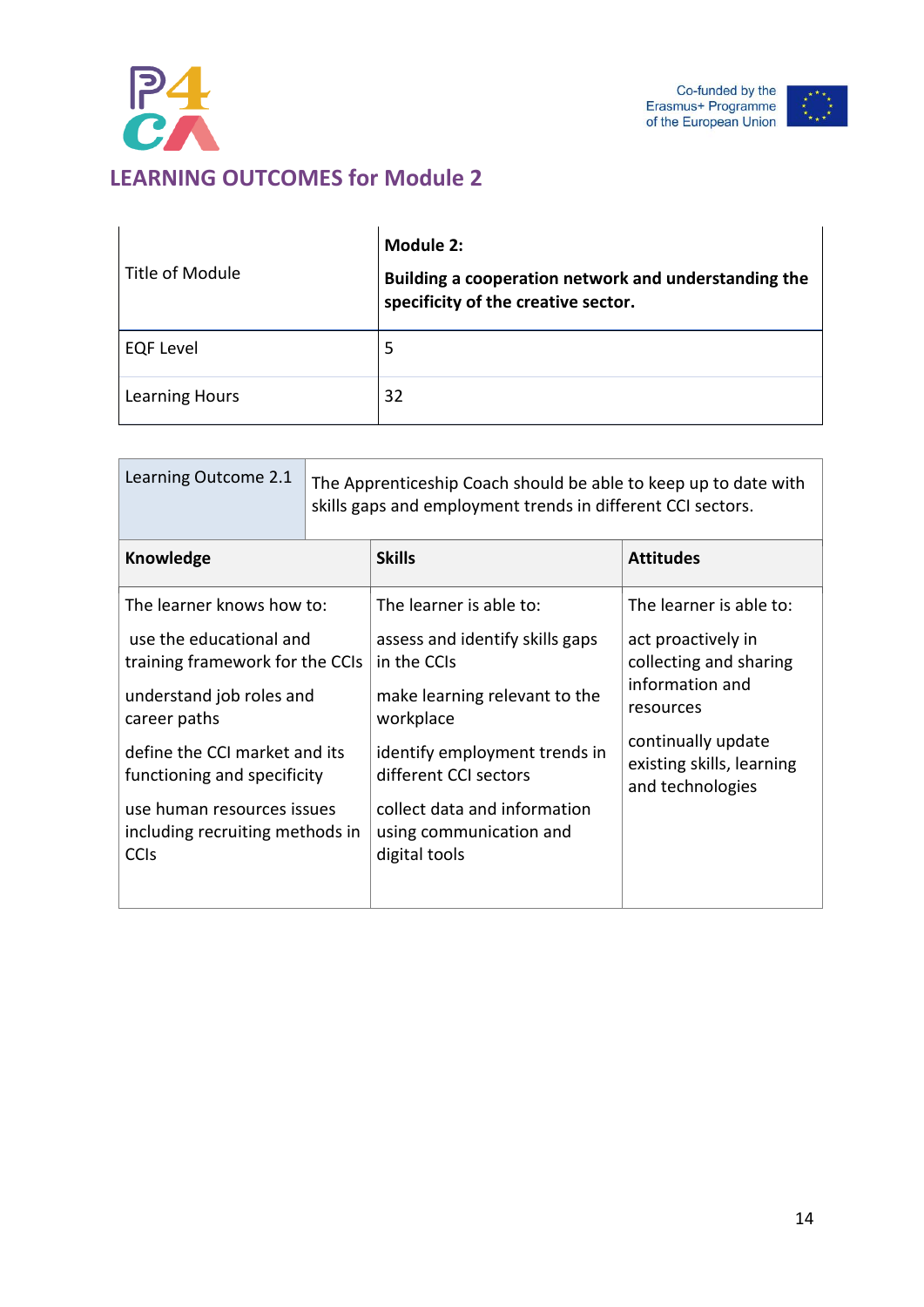## LEARNING OUTCOMES for Module 2

| Title of Module | **Module 2:** **Building a cooperation network and understanding the specificity of the creative sector.** |
|---|---|
| EQF Level | 5 |
| Learning Hours | 32 |

| Learning Outcome 2.1 | The Apprenticeship Coach should be able to keep up to date with skills gaps and employment trends in different CCI sectors. | |
|---|---|---|
| **Knowledge** | **Skills** | **Attitudes** |
| The learner knows how to:<br><br>use the educational and training framework for the CCIs<br><br>understand job roles and career paths<br><br>define the CCI market and its functioning and specificity<br><br>use human resources issues including recruiting methods in CCIs | The learner is able to:<br><br>assess and identify skills gaps in the CCIs<br><br>make learning relevant to the workplace<br><br>identify employment trends in different CCI sectors<br><br>collect data and information using communication and digital tools | The learner is able to:<br><br>act proactively in collecting and sharing information and resources<br><br>continually update existing skills, learning and technologies |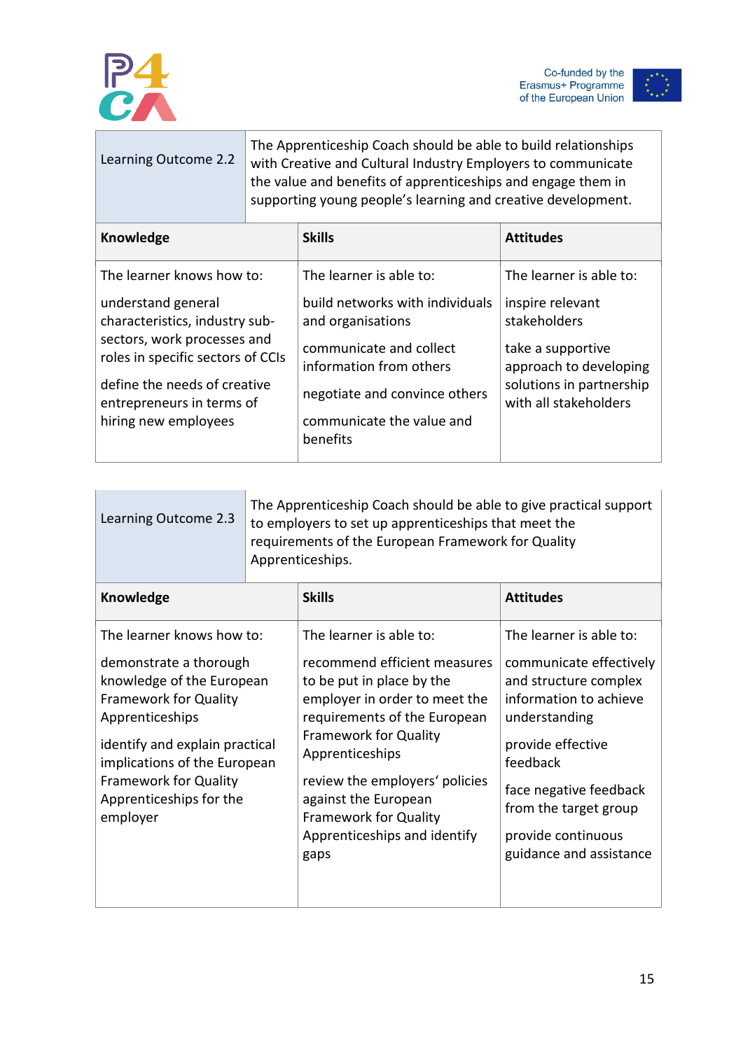| Learning Outcome 2.2 | The Apprenticeship Coach should be able to build relationships with Creative and Cultural Industry Employers to communicate the value and benefits of apprenticeships and engage them in supporting young people's learning and creative development. | |
|---|---|---|
| **Knowledge** | **Skills** | **Attitudes** |
| The learner knows how to:<br><br>understand general characteristics, industry sub-sectors, work processes and roles in specific sectors of CCIs<br><br>define the needs of creative entrepreneurs in terms of hiring new employees | The learner is able to:<br><br>build networks with individuals and organisations<br><br>communicate and collect information from others<br><br>negotiate and convince others<br><br>communicate the value and benefits | The learner is able to:<br><br>inspire relevant stakeholders<br><br>take a supportive approach to developing solutions in partnership with all stakeholders |

| Learning Outcome 2.3 | The Apprenticeship Coach should be able to give practical support to employers to set up apprenticeships that meet the requirements of the European Framework for Quality Apprenticeships. | |
|---|---|---|
| **Knowledge** | **Skills** | **Attitudes** |
| The learner knows how to:<br><br>demonstrate a thorough knowledge of the European Framework for Quality Apprenticeships<br><br>identify and explain practical implications of the European Framework for Quality Apprenticeships for the employer | The learner is able to:<br><br>recommend efficient measures to be put in place by the employer in order to meet the requirements of the European Framework for Quality Apprenticeships<br><br>review the employers' policies against the European Framework for Quality Apprenticeships and identify gaps | The learner is able to:<br><br>communicate effectively and structure complex information to achieve understanding<br><br>provide effective feedback<br><br>face negative feedback from the target group<br><br>provide continuous guidance and assistance |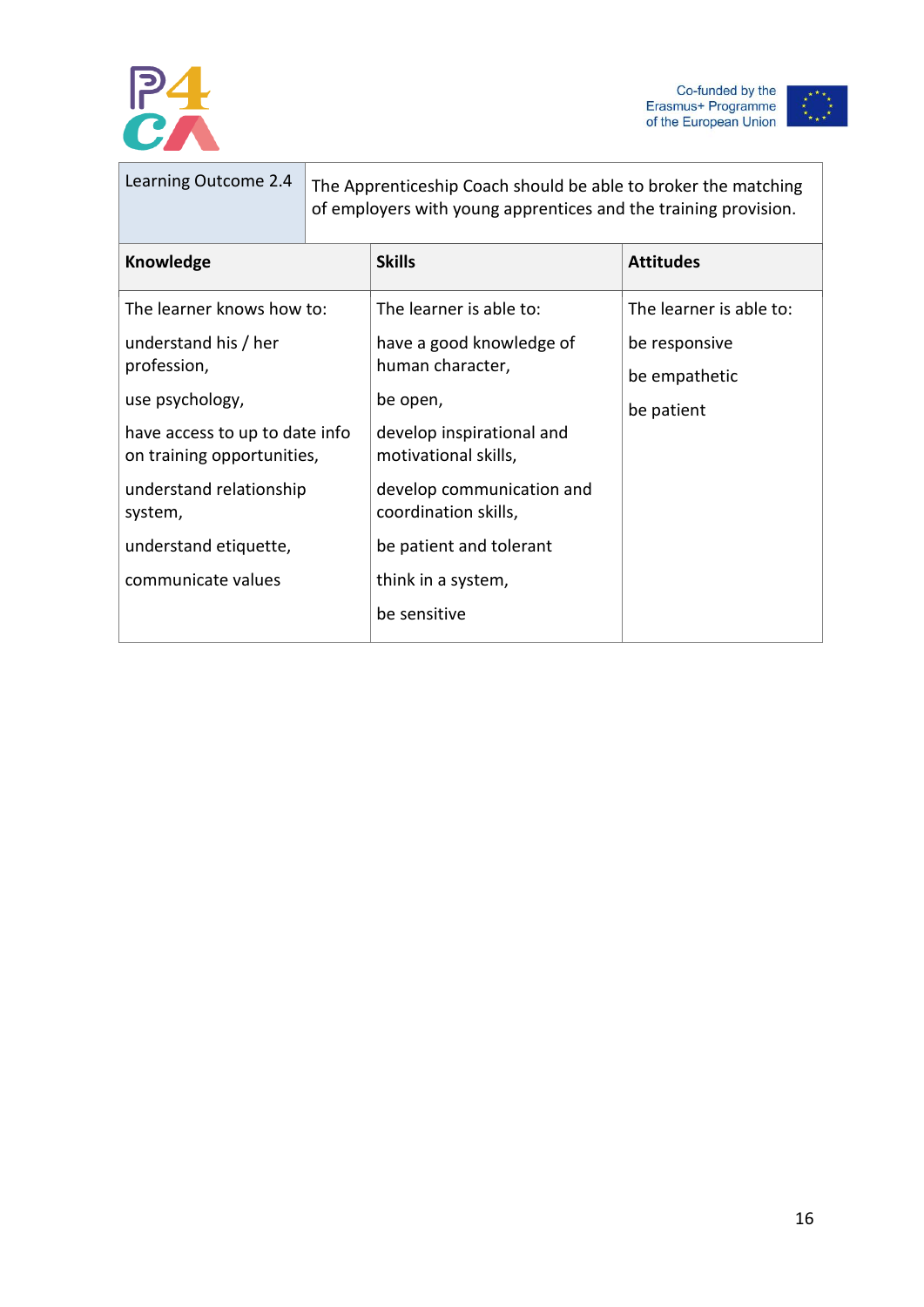| Learning Outcome 2.4 | The Apprenticeship Coach should be able to broker the matching of employers with young apprentices and the training provision. | |
|---|---|---|
| **Knowledge** | **Skills** | **Attitudes** |
| The learner knows how to:<br><br>understand his / her profession,<br><br>use psychology,<br><br>have access to up to date info on training opportunities,<br><br>understand relationship system,<br><br>understand etiquette,<br><br>communicate values | The learner is able to:<br><br>have a good knowledge of human character,<br><br>be open,<br><br>develop inspirational and motivational skills,<br><br>develop communication and coordination skills,<br><br>be patient and tolerant<br><br>think in a system,<br><br>be sensitive | The learner is able to:<br><br>be responsive<br><br>be empathetic<br><br>be patient |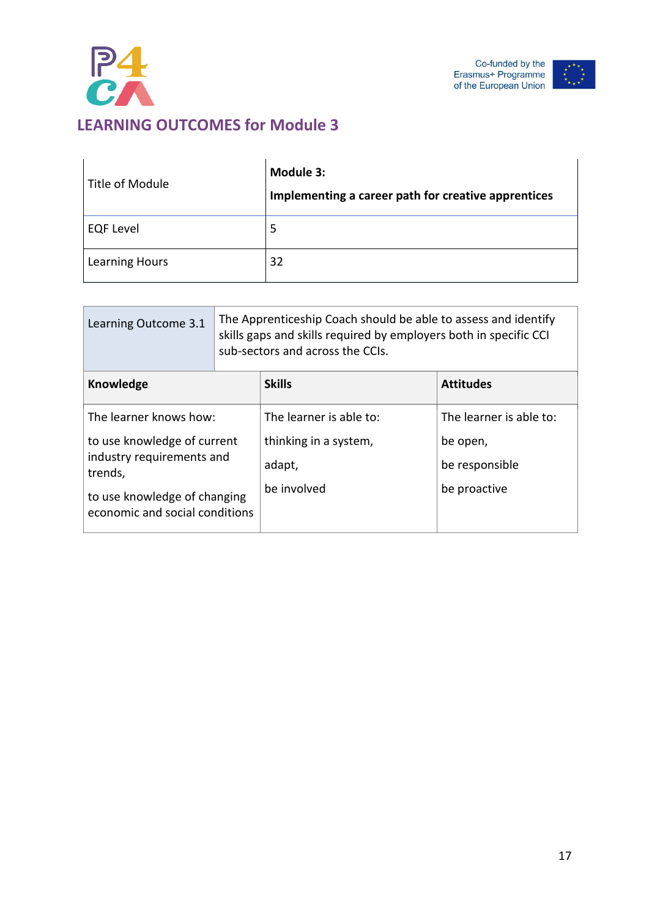## LEARNING OUTCOMES for Module 3

| Title of Module | **Module 3:** **Implementing a career path for creative apprentices** |
|---|---|
| EQF Level | 5 |
| Learning Hours | 32 |

| Learning Outcome 3.1 | The Apprenticeship Coach should be able to assess and identify skills gaps and skills required by employers both in specific CCI sub-sectors and across the CCIs. | |
|---|---|---|
| **Knowledge** | **Skills** | **Attitudes** |
| The learner knows how:<br>to use knowledge of current industry requirements and trends,<br>to use knowledge of changing economic and social conditions | The learner is able to:<br>thinking in a system,<br>adapt,<br>be involved | The learner is able to:<br>be open,<br>be responsible<br>be proactive |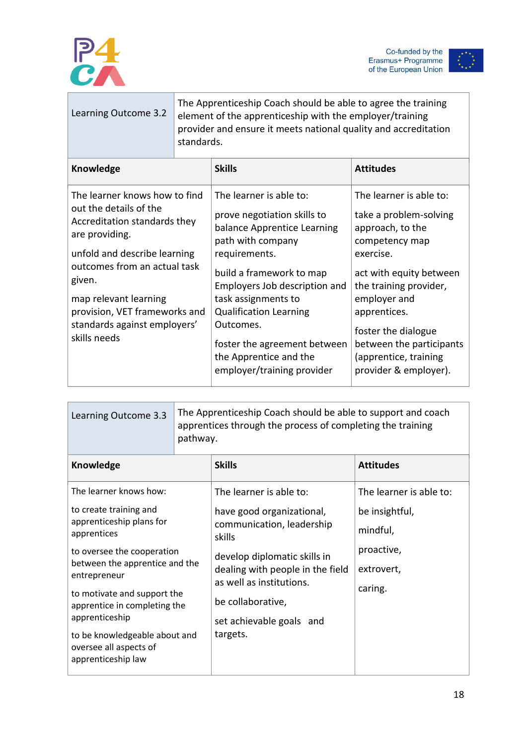| Learning Outcome 3.2 | The Apprenticeship Coach should be able to agree the training element of the apprenticeship with the employer/training provider and ensure it meets national quality and accreditation standards. | |
|---|---|---|
| **Knowledge** | **Skills** | **Attitudes** |
| The learner knows how to find out the details of the Accreditation standards they are providing.<br><br>unfold and describe learning outcomes from an actual task given.<br><br>map relevant learning provision, VET frameworks and standards against employers' skills needs | The learner is able to:<br><br>prove negotiation skills to balance Apprentice Learning path with company requirements.<br><br>build a framework to map Employers Job description and task assignments to Qualification Learning Outcomes.<br><br>foster the agreement between the Apprentice and the employer/training provider | The learner is able to:<br><br>take a problem-solving approach, to the competency map exercise.<br><br>act with equity between the training provider, employer and apprentices.<br><br>foster the dialogue between the participants (apprentice, training provider & employer). |

| Learning Outcome 3.3 | The Apprenticeship Coach should be able to support and coach apprentices through the process of completing the training pathway. | |
|---|---|---|
| **Knowledge** | **Skills** | **Attitudes** |
| The learner knows how:<br><br>to create training and apprenticeship plans for apprentices<br><br>to oversee the cooperation between the apprentice and the entrepreneur<br><br>to motivate and support the apprentice in completing the apprenticeship<br><br>to be knowledgeable about and oversee all aspects of apprenticeship law | The learner is able to:<br><br>have good organizational, communication, leadership skills<br><br>develop diplomatic skills in dealing with people in the field as well as institutions.<br><br>be collaborative,<br><br>set achievable goals and targets. | The learner is able to:<br><br>be insightful,<br><br>mindful,<br><br>proactive,<br><br>extrovert,<br><br>caring. |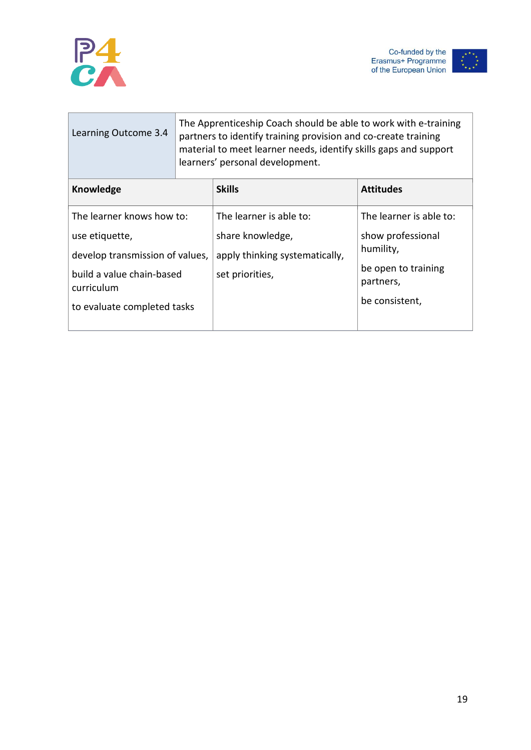| Learning Outcome 3.4 | The Apprenticeship Coach should be able to work with e-training partners to identify training provision and co-create training material to meet learner needs, identify skills gaps and support learners' personal development. | |
|---|---|---|
| **Knowledge** | **Skills** | **Attitudes** |
| The learner knows how to:<br><br>use etiquette,<br><br>develop transmission of values,<br><br>build a value chain-based curriculum<br><br>to evaluate completed tasks | The learner is able to:<br><br>share knowledge,<br><br>apply thinking systematically,<br><br>set priorities, | The learner is able to:<br><br>show professional humility,<br><br>be open to training partners,<br><br>be consistent, |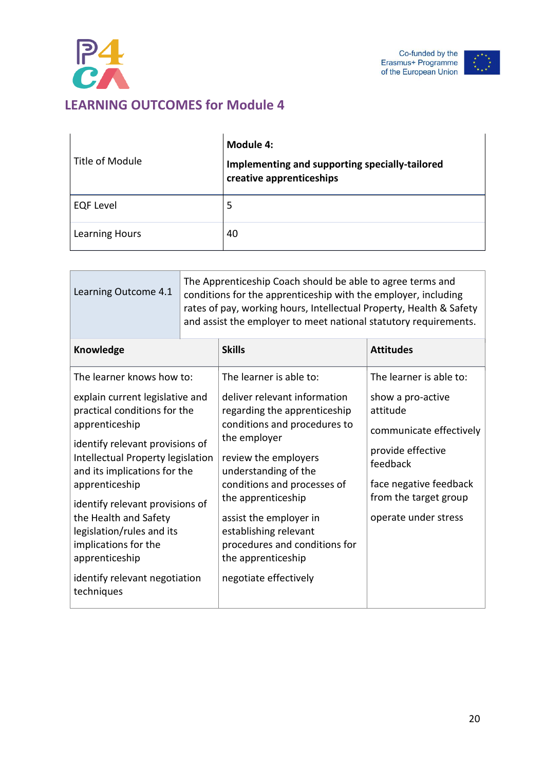## LEARNING OUTCOMES for Module 4

| Title of Module | **Module 4:** **Implementing and supporting specially-tailored creative apprenticeships** |
|---|---|
| EQF Level | 5 |
| Learning Hours | 40 |

| Learning Outcome 4.1 | The Apprenticeship Coach should be able to agree terms and conditions for the apprenticeship with the employer, including rates of pay, working hours, Intellectual Property, Health & Safety and assist the employer to meet national statutory requirements. | |
|---|---|---|
| **Knowledge** | **Skills** | **Attitudes** |
| The learner knows how to:<br><br>explain current legislative and practical conditions for the apprenticeship<br><br>identify relevant provisions of Intellectual Property legislation and its implications for the apprenticeship<br><br>identify relevant provisions of the Health and Safety legislation/rules and its implications for the apprenticeship<br><br>identify relevant negotiation techniques | The learner is able to:<br><br>deliver relevant information regarding the apprenticeship conditions and procedures to the employer<br><br>review the employers understanding of the conditions and processes of the apprenticeship<br><br>assist the employer in establishing relevant procedures and conditions for the apprenticeship<br><br>negotiate effectively | The learner is able to:<br><br>show a pro-active attitude<br><br>communicate effectively<br><br>provide effective feedback<br><br>face negative feedback from the target group<br><br>operate under stress |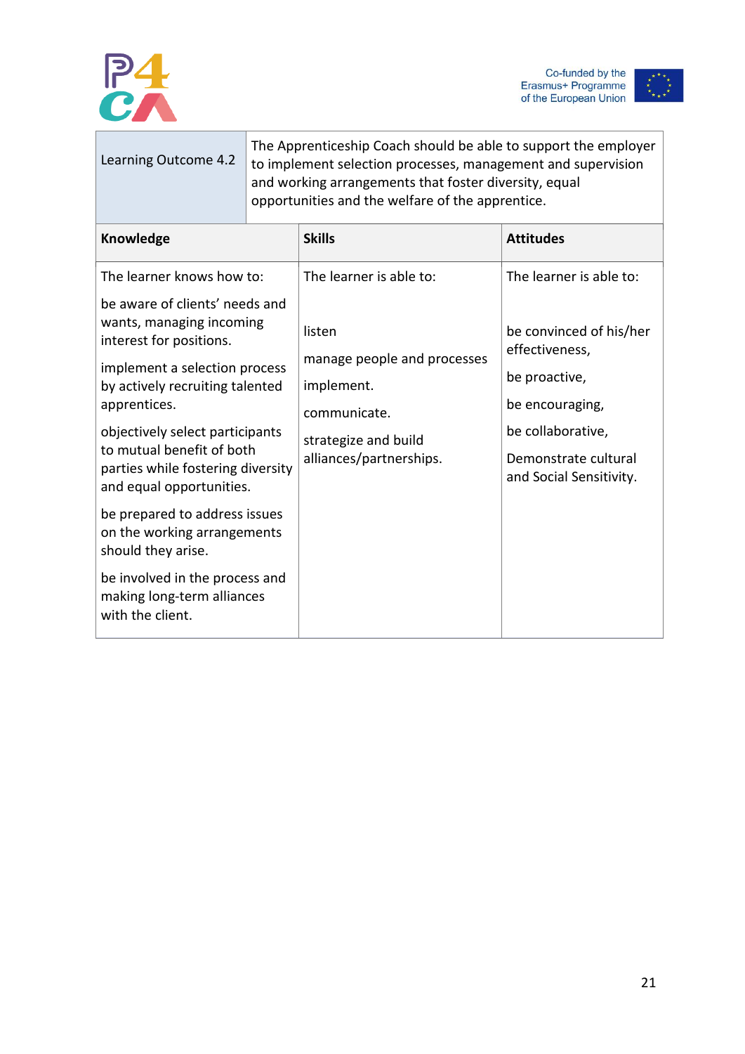| Learning Outcome 4.2 | The Apprenticeship Coach should be able to support the employer to implement selection processes, management and supervision and working arrangements that foster diversity, equal opportunities and the welfare of the apprentice. | |
|---|---|---|
| **Knowledge** | **Skills** | **Attitudes** |
| The learner knows how to:<br><br>be aware of clients' needs and wants, managing incoming interest for positions.<br><br>implement a selection process by actively recruiting talented apprentices.<br><br>objectively select participants to mutual benefit of both parties while fostering diversity and equal opportunities.<br><br>be prepared to address issues on the working arrangements should they arise.<br><br>be involved in the process and making long-term alliances with the client. | The learner is able to:<br><br>listen<br><br>manage people and processes<br><br>implement.<br><br>communicate.<br><br>strategize and build alliances/partnerships. | The learner is able to:<br><br>be convinced of his/her effectiveness,<br><br>be proactive,<br><br>be encouraging,<br><br>be collaborative,<br><br>Demonstrate cultural and Social Sensitivity. |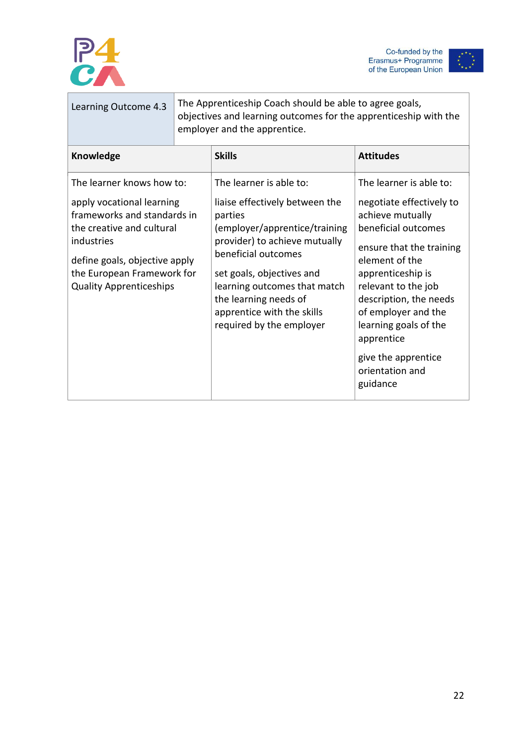| Learning Outcome 4.3 | The Apprenticeship Coach should be able to agree goals, objectives and learning outcomes for the apprenticeship with the employer and the apprentice. | |
|---|---|---|
| **Knowledge** | **Skills** | **Attitudes** |
| The learner knows how to:<br><br>apply vocational learning frameworks and standards in the creative and cultural industries<br><br>define goals, objective apply the European Framework for Quality Apprenticeships | The learner is able to:<br><br>liaise effectively between the parties (employer/apprentice/training provider) to achieve mutually beneficial outcomes<br><br>set goals, objectives and learning outcomes that match the learning needs of apprentice with the skills required by the employer | The learner is able to:<br><br>negotiate effectively to achieve mutually beneficial outcomes<br><br>ensure that the training element of the apprenticeship is relevant to the job description, the needs of employer and the learning goals of the apprentice<br><br>give the apprentice orientation and guidance |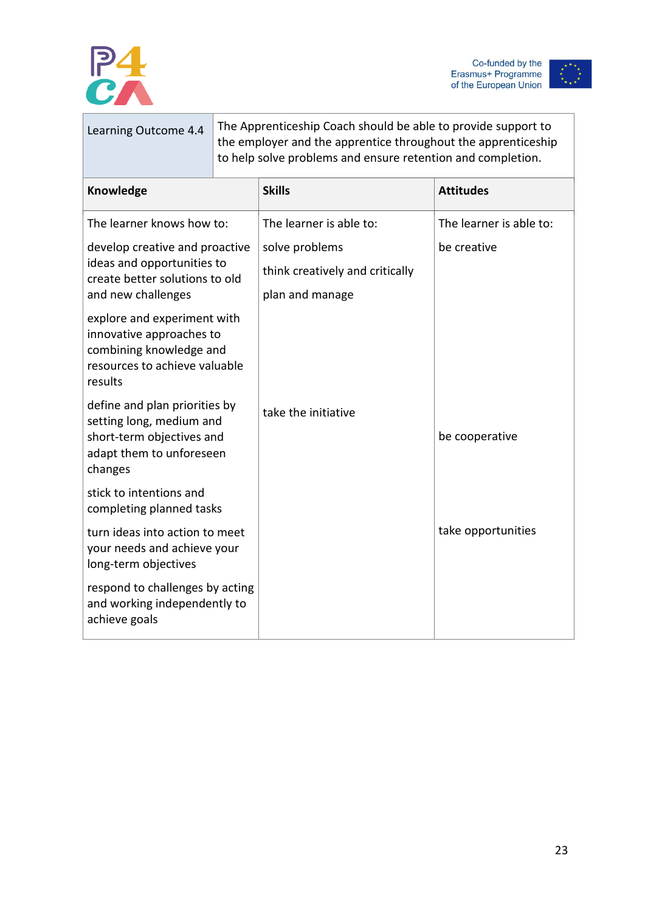| Learning Outcome 4.4 | The Apprenticeship Coach should be able to provide support to the employer and the apprentice throughout the apprenticeship to help solve problems and ensure retention and completion. | |
|---|---|---|
| **Knowledge** | **Skills** | **Attitudes** |
| The learner knows how to: | The learner is able to: | The learner is able to: |
| develop creative and proactive ideas and opportunities to create better solutions to old and new challenges | solve problems<br>think creatively and critically<br>plan and manage | be creative |
| explore and experiment with innovative approaches to combining knowledge and resources to achieve valuable results | | |
| define and plan priorities by setting long, medium and short-term objectives and adapt them to unforeseen changes | take the initiative | be cooperative |
| stick to intentions and completing planned tasks | | |
| turn ideas into action to meet your needs and achieve your long-term objectives | | take opportunities |
| respond to challenges by acting and working independently to achieve goals | | |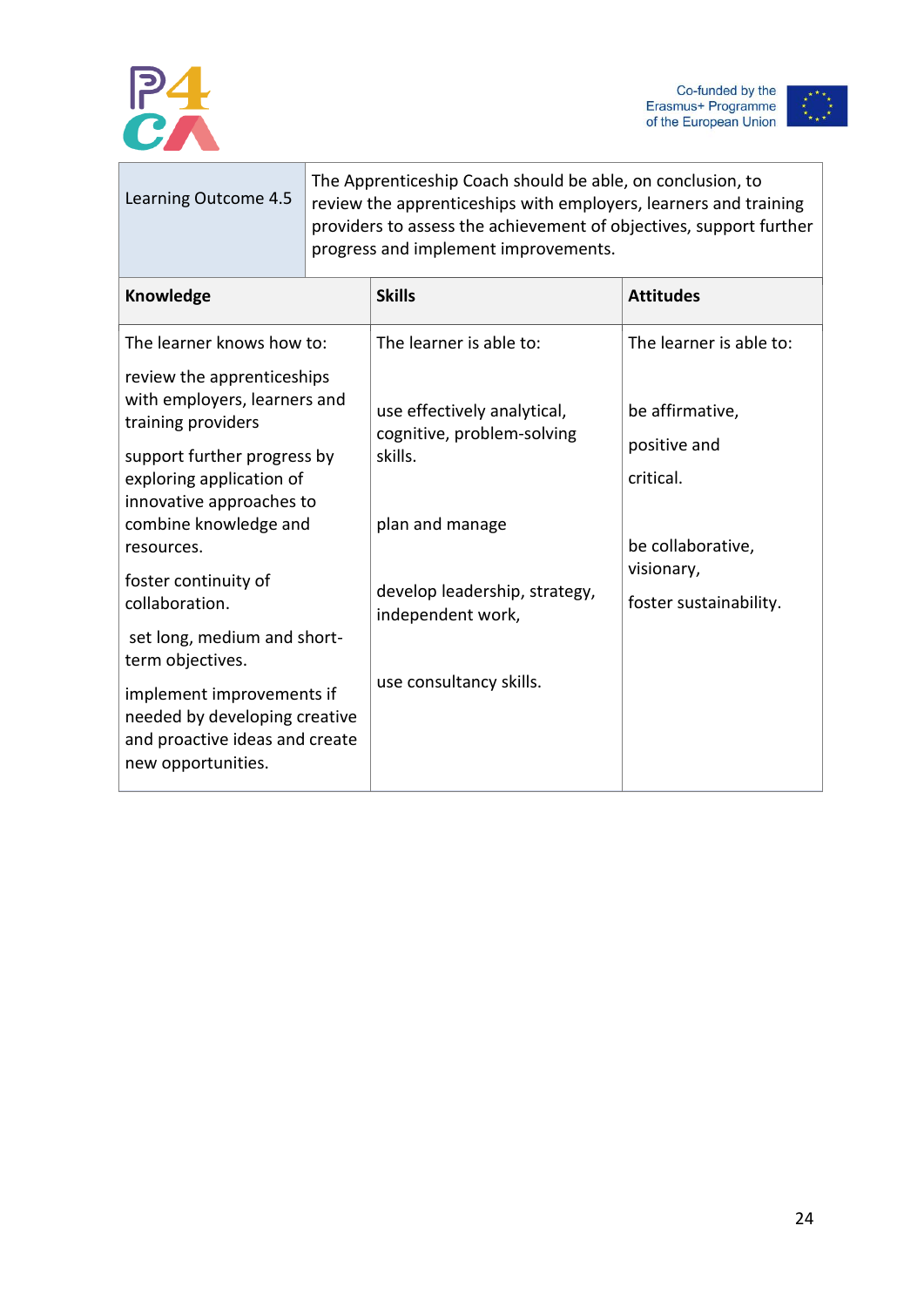| Learning Outcome 4.5 | The Apprenticeship Coach should be able, on conclusion, to review the apprenticeships with employers, learners and training providers to assess the achievement of objectives, support further progress and implement improvements. | |
|---|---|---|
| **Knowledge** | **Skills** | **Attitudes** |
| The learner knows how to:<br><br>review the apprenticeships with employers, learners and training providers<br><br>support further progress by exploring application of innovative approaches to combine knowledge and resources.<br><br>foster continuity of collaboration.<br><br>set long, medium and short-term objectives.<br><br>implement improvements if needed by developing creative and proactive ideas and create new opportunities. | The learner is able to:<br><br>use effectively analytical, cognitive, problem-solving skills.<br><br>plan and manage<br><br>develop leadership, strategy, independent work,<br><br>use consultancy skills. | The learner is able to:<br><br>be affirmative,<br><br>positive and<br><br>critical.<br><br>be collaborative, visionary,<br><br>foster sustainability. |